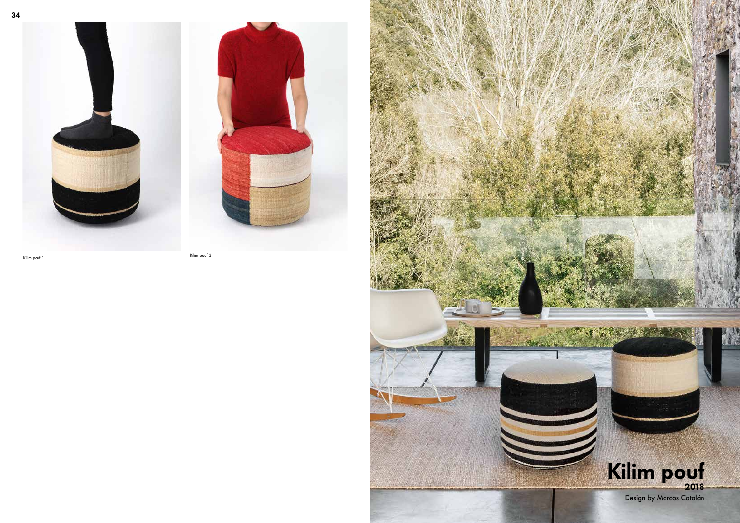Kilim pouf 1

Kilim pouf 3

# Kilim pouf

**2018**

Design by Marcos Catalán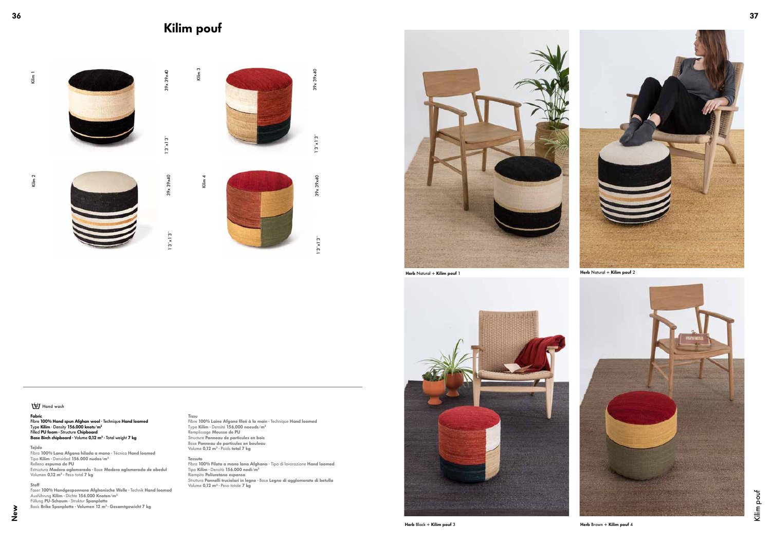# Kilim pouf

Kilim 1

39x 39x40

1'3"x1'3"

Kilim 3

39x 39x40

1'3"x1'3"

Kilim 2

39x 39x40

1'3"x1'3"

Kilim 4

39x 39x40

1'3"x1'3"

Hand wash

**Fabric**
Fibre **100% Hand spun Afghan wool** · Technique **Hand loomed**
Type **Kilim** · Density **156.000 knots/m²**
Filled **PU foam** · Structure **Chipboard**
**Base Birch chipboard** · Volume **0,12 m³** · Total weight **7 kg**

**Tejido**
Fibra **100% Lana Afgana hilada a mano** · Técnica **Hand loomed**
Tipo **Kilim** · Densidad **156.000 nudos/m²**
Relleno **espuma de PU**
Estructura **Madera aglomerada** · Base **Madera aglomerada de abedul**
Volumen **0,12 m³** · Peso total **7 kg**

**Stoff**
Faser **100% Handgesponnene Afghanische Wolle** · Technik **Hand loomed**
Ausführung **Kilim** · Dichte **156.000 Knoten/m²**
Füllung **PU-Schaum** · Struktur **Spanplatte**
Basis **Brike Spanplatte** · **Volumen 12 m³** · **Gesamtgewicht 7 kg**

**Tissu**
Fibre **100% Laine Afgane fileé à la main** · Technique **Hand loomed**
Type **Kilim** · Densité **156.000 noeuds/m²**
Remplissage **Mousse de PU**
Structure **Panneau de particules en bois**
Base **Panneau de particules en bouleau**
Volume **0,12 m³** · Poids **total 7 kg**

**Tessuto**
Fibra **100% Filata a mano lana Afghana** · Tipo di lavorazione **Hand loomed**
Tipo **Kilim** · Densità **156.000 nodi/m²**
Riempito **Poliuretano espanso**
Struttura **Pannelli truciolari in legno** · Base **Legno di agglomerato di betulla**
Volume **0,12 m³** · Peso totale **7 kg**

**Herb** Natural + **Kilim pouf** 1

**Herb** Natural + **Kilim pouf** 2

**Herb** Black + **Kilim pouf** 3

**Herb** Brown + **Kilim pouf** 4